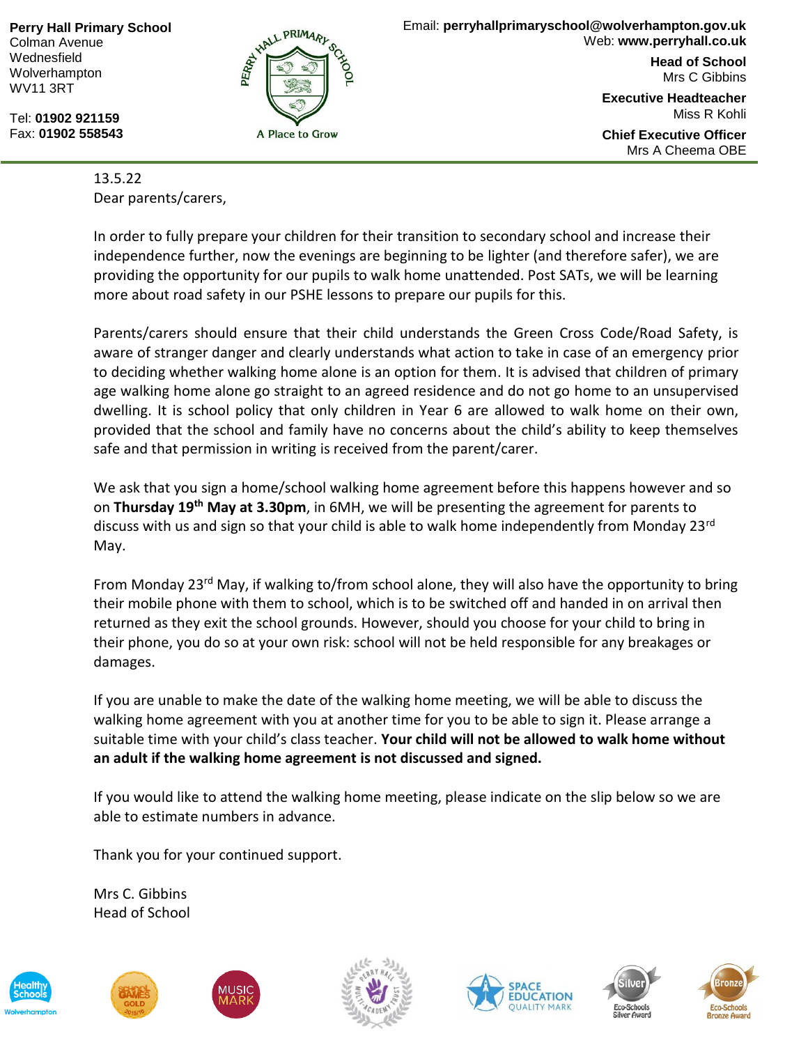**Perry Hall Primary School**
Colman Avenue
Wednesfield
Wolverhampton
WV11 3RT

Tel: **01902 921159**
Fax: **01902 558543**

PERRY HALL PRIMARY SCHOOL
A Place to Grow

Email: **perryhallprimaryschool@wolverhampton.gov.uk**
Web: **www.perryhall.co.uk**

**Head of School**
Mrs C Gibbins

**Executive Headteacher**
Miss R Kohli

**Chief Executive Officer**
Mrs A Cheema OBE

---

13.5.22

Dear parents/carers,

In order to fully prepare your children for their transition to secondary school and increase their independence further, now the evenings are beginning to be lighter (and therefore safer), we are providing the opportunity for our pupils to walk home unattended. Post SATs, we will be learning more about road safety in our PSHE lessons to prepare our pupils for this.

Parents/carers should ensure that their child understands the Green Cross Code/Road Safety, is aware of stranger danger and clearly understands what action to take in case of an emergency prior to deciding whether walking home alone is an option for them. It is advised that children of primary age walking home alone go straight to an agreed residence and do not go home to an unsupervised dwelling. It is school policy that only children in Year 6 are allowed to walk home on their own, provided that the school and family have no concerns about the child's ability to keep themselves safe and that permission in writing is received from the parent/carer.

We ask that you sign a home/school walking home agreement before this happens however and so on **Thursday 19th May at 3.30pm**, in 6MH, we will be presenting the agreement for parents to discuss with us and sign so that your child is able to walk home independently from Monday 23rd May.

From Monday 23rd May, if walking to/from school alone, they will also have the opportunity to bring their mobile phone with them to school, which is to be switched off and handed in on arrival then returned as they exit the school grounds. However, should you choose for your child to bring in their phone, you do so at your own risk: school will not be held responsible for any breakages or damages.

If you are unable to make the date of the walking home meeting, we will be able to discuss the walking home agreement with you at another time for you to be able to sign it. Please arrange a suitable time with your child's class teacher. **Your child will not be allowed to walk home without an adult if the walking home agreement is not discussed and signed.**

If you would like to attend the walking home meeting, please indicate on the slip below so we are able to estimate numbers in advance.

Thank you for your continued support.

Mrs C. Gibbins
Head of School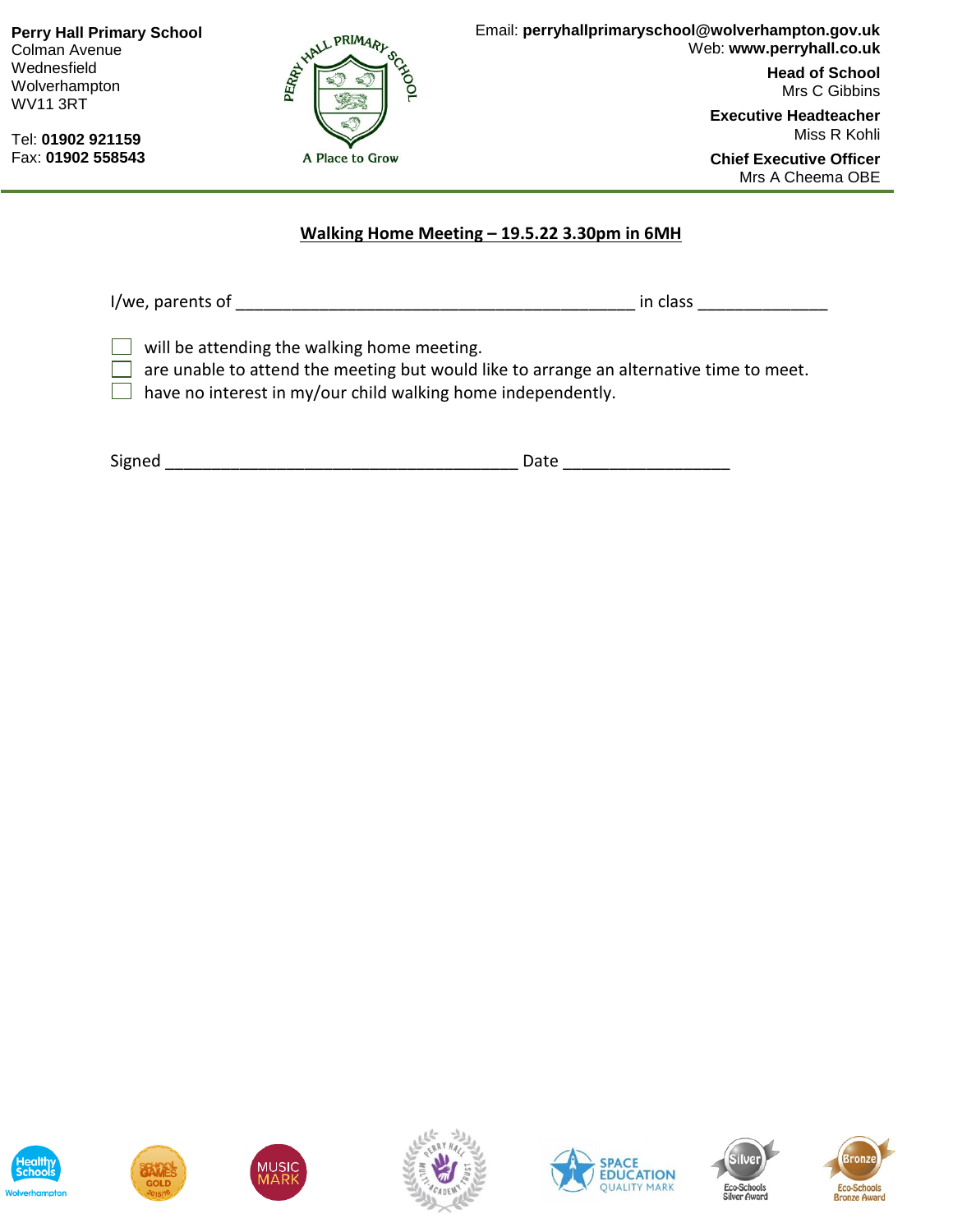**Perry Hall Primary School**
Colman Avenue
Wednesfield
Wolverhampton
WV11 3RT

Tel: **01902 921159**
Fax: **01902 558543**

PERRY HALL PRIMARY SCHOOL
A Place to Grow

Email: **perryhallprimaryschool@wolverhampton.gov.uk**
Web: **www.perryhall.co.uk**

**Head of School**
Mrs C Gibbins

**Executive Headteacher**
Miss R Kohli

**Chief Executive Officer**
Mrs A Cheema OBE

## Walking Home Meeting – 19.5.22 3.30pm in 6MH

I/we, parents of ____________________________________________ in class ______________

- ☐ will be attending the walking home meeting.
- ☐ are unable to attend the meeting but would like to arrange an alternative time to meet.
- ☐ have no interest in my/our child walking home independently.

Signed _______________________________________ Date __________________